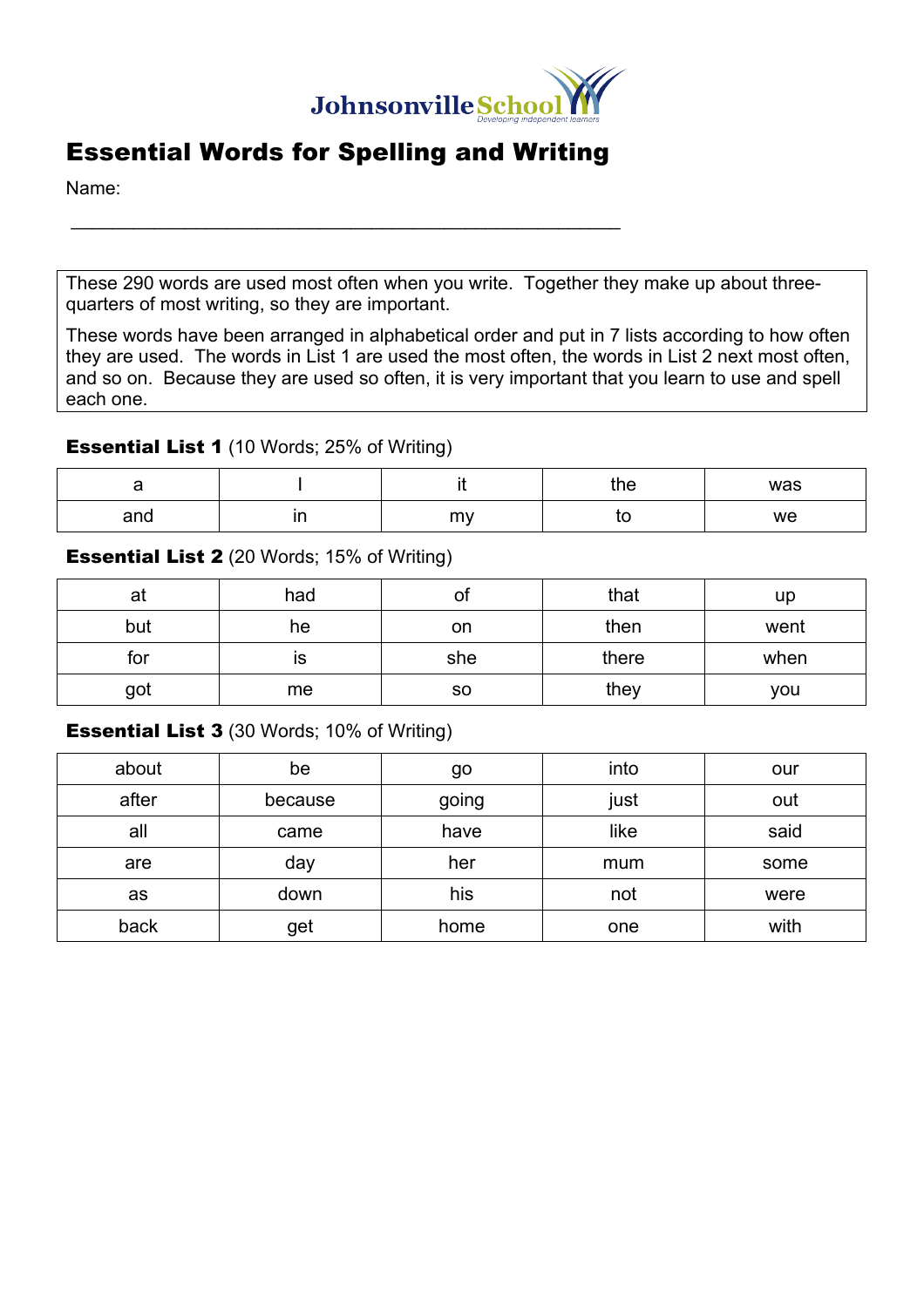Johnsonville School
Developing independent learners

# Essential Words for Spelling and Writing

Name: ___________________________________________________

These 290 words are used most often when you write. Together they make up about three-quarters of most writing, so they are important.

These words have been arranged in alphabetical order and put in 7 lists according to how often they are used. The words in List 1 are used the most often, the words in List 2 next most often, and so on. Because they are used so often, it is very important that you learn to use and spell each one.

**Essential List 1** (10 Words; 25% of Writing)

| | | | | |
|---|---|---|---|---|
| a | I | it | the | was |
| and | in | my | to | we |

**Essential List 2** (20 Words; 15% of Writing)

| | | | | |
|---|---|---|---|---|
| at | had | of | that | up |
| but | he | on | then | went |
| for | is | she | there | when |
| got | me | so | they | you |

**Essential List 3** (30 Words; 10% of Writing)

| | | | | |
|---|---|---|---|---|
| about | be | go | into | our |
| after | because | going | just | out |
| all | came | have | like | said |
| are | day | her | mum | some |
| as | down | his | not | were |
| back | get | home | one | with |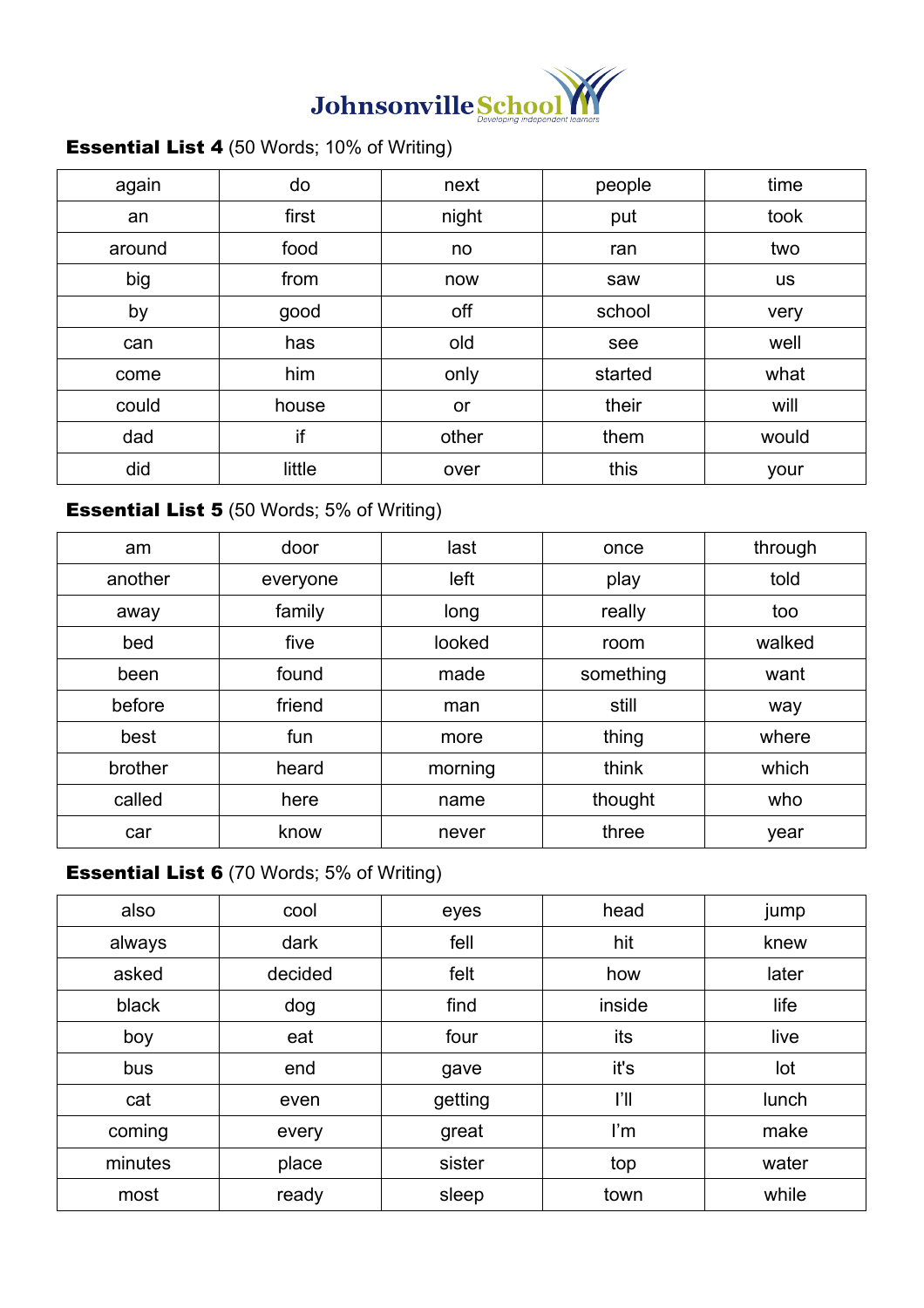Johnsonville School
*Developing independent learners*

**Essential List 4** (50 Words; 10% of Writing)

| | | | | |
|---|---|---|---|---|
| again | do | next | people | time |
| an | first | night | put | took |
| around | food | no | ran | two |
| big | from | now | saw | us |
| by | good | off | school | very |
| can | has | old | see | well |
| come | him | only | started | what |
| could | house | or | their | will |
| dad | if | other | them | would |
| did | little | over | this | your |

**Essential List 5** (50 Words; 5% of Writing)

| | | | | |
|---|---|---|---|---|
| am | door | last | once | through |
| another | everyone | left | play | told |
| away | family | long | really | too |
| bed | five | looked | room | walked |
| been | found | made | something | want |
| before | friend | man | still | way |
| best | fun | more | thing | where |
| brother | heard | morning | think | which |
| called | here | name | thought | who |
| car | know | never | three | year |

**Essential List 6** (70 Words; 5% of Writing)

| | | | | |
|---|---|---|---|---|
| also | cool | eyes | head | jump |
| always | dark | fell | hit | knew |
| asked | decided | felt | how | later |
| black | dog | find | inside | life |
| boy | eat | four | its | live |
| bus | end | gave | it's | lot |
| cat | even | getting | I'll | lunch |
| coming | every | great | I'm | make |
| minutes | place | sister | top | water |
| most | ready | sleep | town | while |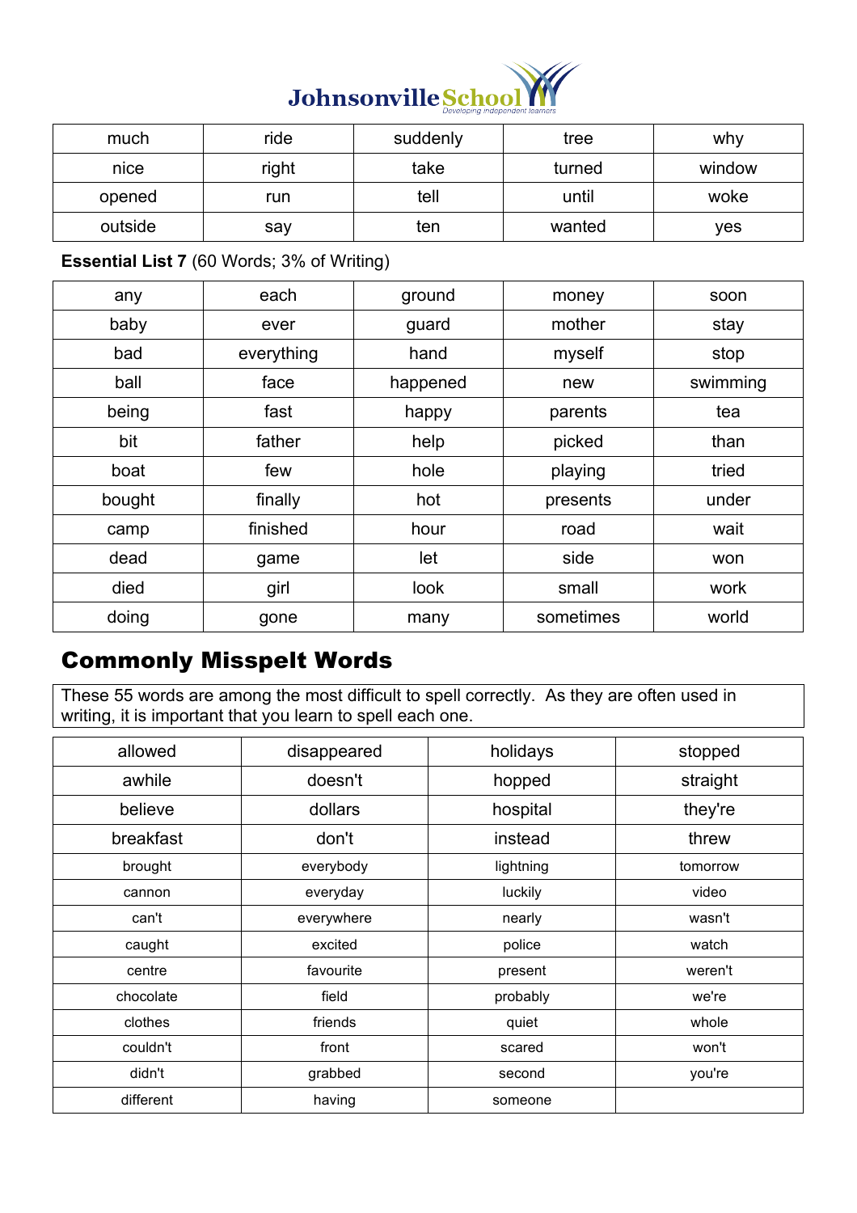| | | | | |
|---|---|---|---|---|
| much | ride | suddenly | tree | why |
| nice | right | take | turned | window |
| opened | run | tell | until | woke |
| outside | say | ten | wanted | yes |

**Essential List 7** (60 Words; 3% of Writing)

| | | | | |
|---|---|---|---|---|
| any | each | ground | money | soon |
| baby | ever | guard | mother | stay |
| bad | everything | hand | myself | stop |
| ball | face | happened | new | swimming |
| being | fast | happy | parents | tea |
| bit | father | help | picked | than |
| boat | few | hole | playing | tried |
| bought | finally | hot | presents | under |
| camp | finished | hour | road | wait |
| dead | game | let | side | won |
| died | girl | look | small | work |
| doing | gone | many | sometimes | world |

## Commonly Misspelt Words

These 55 words are among the most difficult to spell correctly. As they are often used in writing, it is important that you learn to spell each one.

| | | | |
|---|---|---|---|
| allowed | disappeared | holidays | stopped |
| awhile | doesn't | hopped | straight |
| believe | dollars | hospital | they're |
| breakfast | don't | instead | threw |
| brought | everybody | lightning | tomorrow |
| cannon | everyday | luckily | video |
| can't | everywhere | nearly | wasn't |
| caught | excited | police | watch |
| centre | favourite | present | weren't |
| chocolate | field | probably | we're |
| clothes | friends | quiet | whole |
| couldn't | front | scared | won't |
| didn't | grabbed | second | you're |
| different | having | someone | |